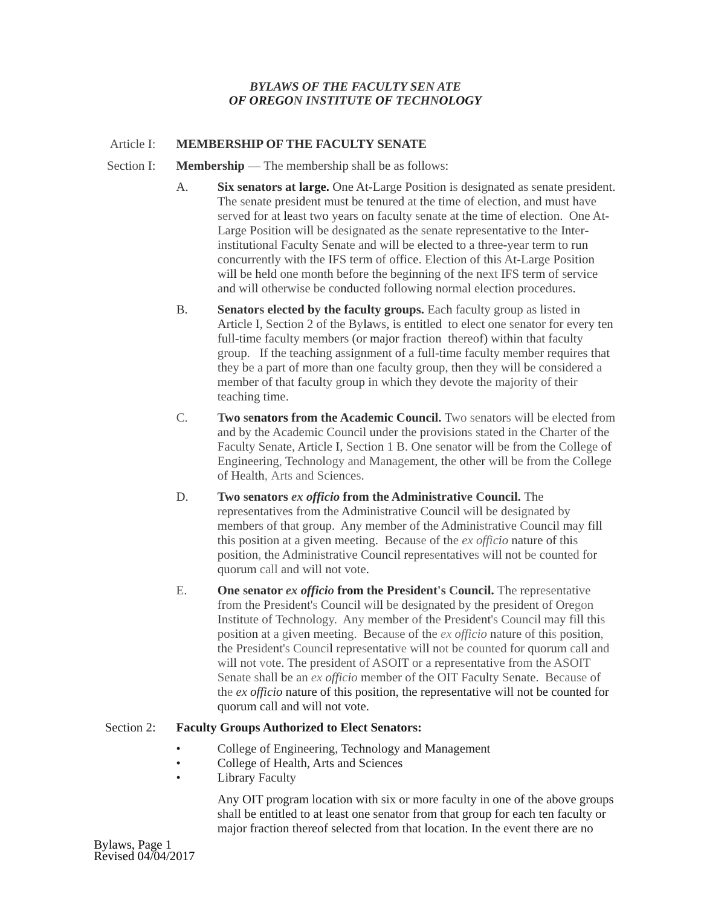***BYLAWS OF THE FACULTY SENATE***
***OF OREGON INSTITUTE OF TECHNOLOGY***

## Article I: MEMBERSHIP OF THE FACULTY SENATE

**Section I: Membership** — The membership shall be as follows:

A. **Six senators at large.** One At-Large Position is designated as senate president. The senate president must be tenured at the time of election, and must have served for at least two years on faculty senate at the time of election. One At-Large Position will be designated as the senate representative to the Inter-institutional Faculty Senate and will be elected to a three-year term to run concurrently with the IFS term of office. Election of this At-Large Position will be held one month before the beginning of the next IFS term of service and will otherwise be conducted following normal election procedures.

B. **Senators elected by the faculty groups.** Each faculty group as listed in Article I, Section 2 of the Bylaws, is entitled to elect one senator for every ten full-time faculty members (or major fraction thereof) within that faculty group. If the teaching assignment of a full-time faculty member requires that they be a part of more than one faculty group, then they will be considered a member of that faculty group in which they devote the majority of their teaching time.

C. **Two senators from the Academic Council.** Two senators will be elected from and by the Academic Council under the provisions stated in the Charter of the Faculty Senate, Article I, Section 1 B. One senator will be from the College of Engineering, Technology and Management, the other will be from the College of Health, Arts and Sciences.

D. **Two senators *ex officio* from the Administrative Council.** The representatives from the Administrative Council will be designated by members of that group. Any member of the Administrative Council may fill this position at a given meeting. Because of the *ex officio* nature of this position, the Administrative Council representatives will not be counted for quorum call and will not vote.

E. **One senator *ex officio* from the President's Council.** The representative from the President's Council will be designated by the president of Oregon Institute of Technology. Any member of the President's Council may fill this position at a given meeting. Because of the *ex officio* nature of this position, the President's Council representative will not be counted for quorum call and will not vote. The president of ASOIT or a representative from the ASOIT Senate shall be an *ex officio* member of the OIT Faculty Senate. Because of the *ex officio* nature of this position, the representative will not be counted for quorum call and will not vote.

**Section 2: Faculty Groups Authorized to Elect Senators:**

- College of Engineering, Technology and Management
- College of Health, Arts and Sciences
- Library Faculty

Any OIT program location with six or more faculty in one of the above groups shall be entitled to at least one senator from that group for each ten faculty or major fraction thereof selected from that location. In the event there are no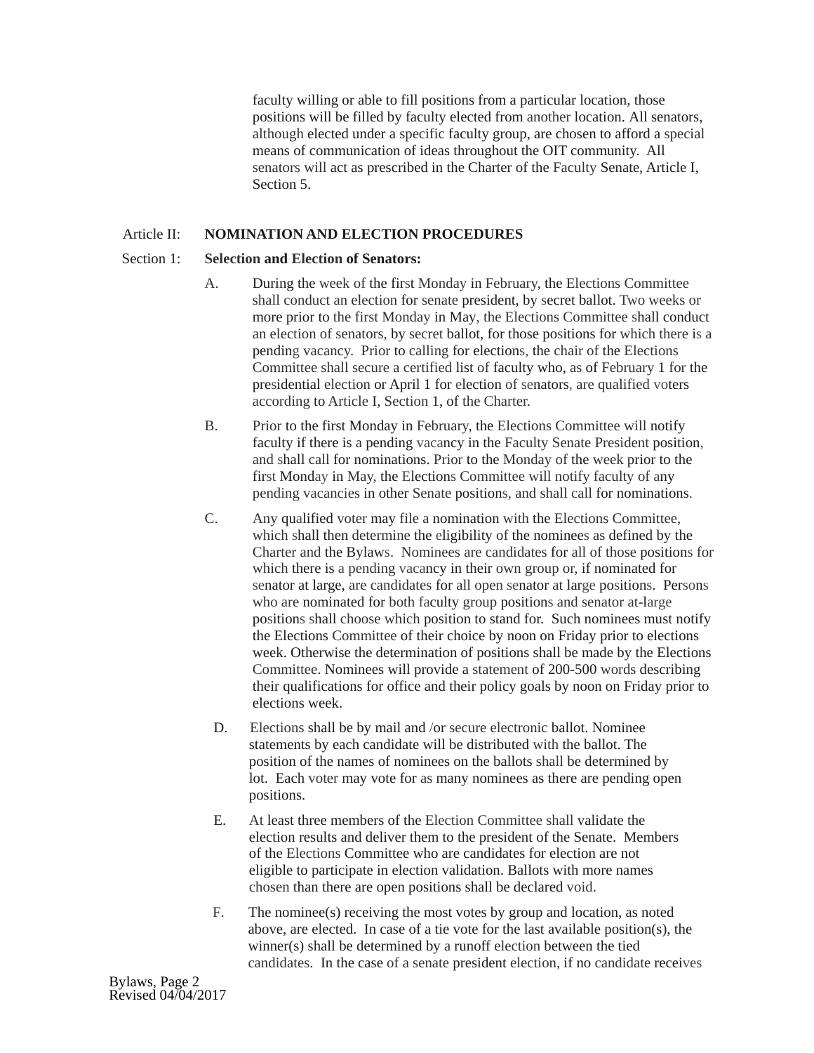faculty willing or able to fill positions from a particular location, those positions will be filled by faculty elected from another location. All senators, although elected under a specific faculty group, are chosen to afford a special means of communication of ideas throughout the OIT community. All senators will act as prescribed in the Charter of the Faculty Senate, Article I, Section 5.

## Article II: NOMINATION AND ELECTION PROCEDURES

### Section 1: Selection and Election of Senators:

A. During the week of the first Monday in February, the Elections Committee shall conduct an election for senate president, by secret ballot. Two weeks or more prior to the first Monday in May, the Elections Committee shall conduct an election of senators, by secret ballot, for those positions for which there is a pending vacancy. Prior to calling for elections, the chair of the Elections Committee shall secure a certified list of faculty who, as of February 1 for the presidential election or April 1 for election of senators, are qualified voters according to Article I, Section 1, of the Charter.

B. Prior to the first Monday in February, the Elections Committee will notify faculty if there is a pending vacancy in the Faculty Senate President position, and shall call for nominations. Prior to the Monday of the week prior to the first Monday in May, the Elections Committee will notify faculty of any pending vacancies in other Senate positions, and shall call for nominations.

C. Any qualified voter may file a nomination with the Elections Committee, which shall then determine the eligibility of the nominees as defined by the Charter and the Bylaws. Nominees are candidates for all of those positions for which there is a pending vacancy in their own group or, if nominated for senator at large, are candidates for all open senator at large positions. Persons who are nominated for both faculty group positions and senator at-large positions shall choose which position to stand for. Such nominees must notify the Elections Committee of their choice by noon on Friday prior to elections week. Otherwise the determination of positions shall be made by the Elections Committee. Nominees will provide a statement of 200-500 words describing their qualifications for office and their policy goals by noon on Friday prior to elections week.

D. Elections shall be by mail and /or secure electronic ballot. Nominee statements by each candidate will be distributed with the ballot. The position of the names of nominees on the ballots shall be determined by lot. Each voter may vote for as many nominees as there are pending open positions.

E. At least three members of the Election Committee shall validate the election results and deliver them to the president of the Senate. Members of the Elections Committee who are candidates for election are not eligible to participate in election validation. Ballots with more names chosen than there are open positions shall be declared void.

F. The nominee(s) receiving the most votes by group and location, as noted above, are elected. In case of a tie vote for the last available position(s), the winner(s) shall be determined by a runoff election between the tied candidates. In the case of a senate president election, if no candidate receives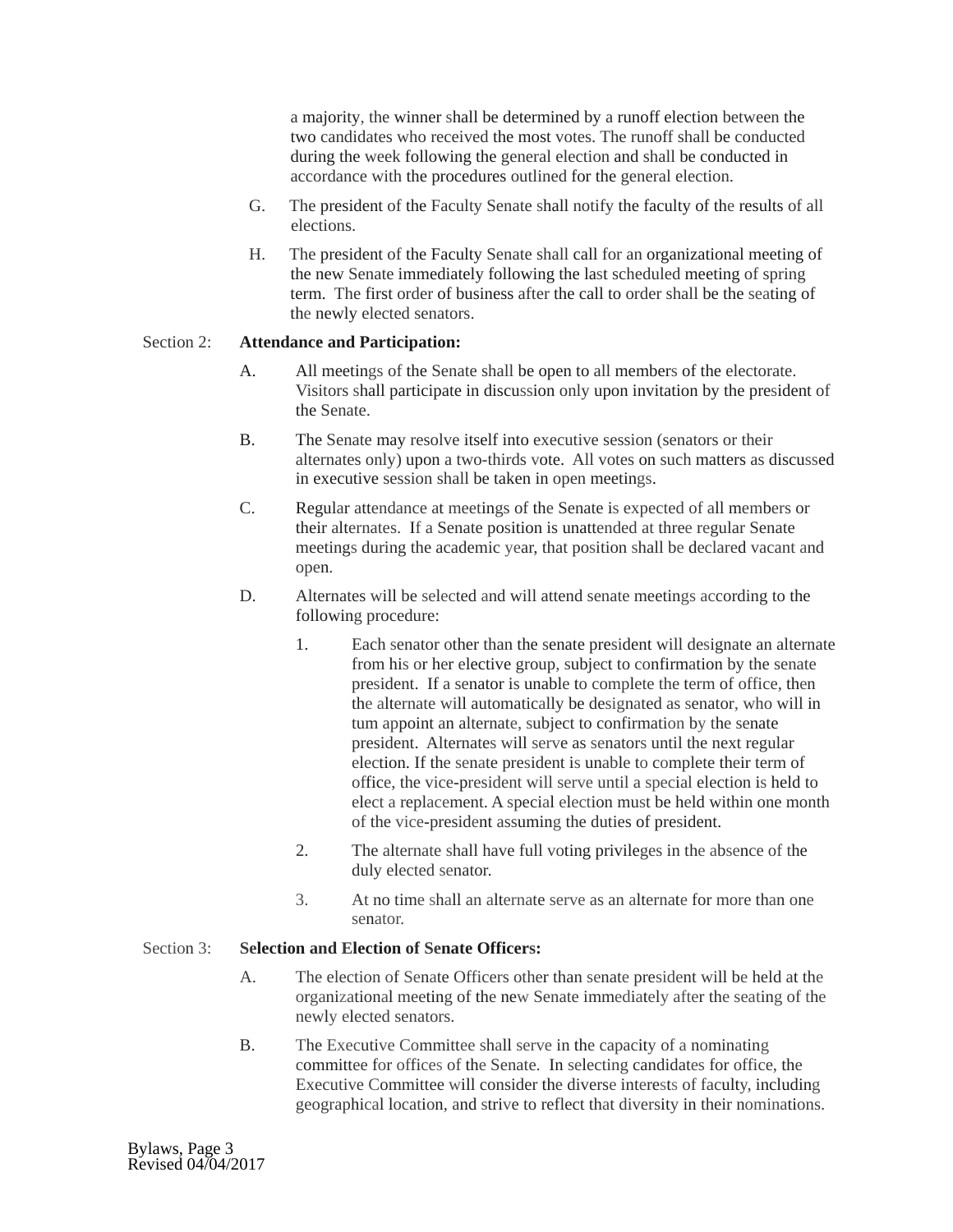a majority, the winner shall be determined by a runoff election between the two candidates who received the most votes. The runoff shall be conducted during the week following the general election and shall be conducted in accordance with the procedures outlined for the general election.

G. The president of the Faculty Senate shall notify the faculty of the results of all elections.

H. The president of the Faculty Senate shall call for an organizational meeting of the new Senate immediately following the last scheduled meeting of spring term. The first order of business after the call to order shall be the seating of the newly elected senators.

Section 2: **Attendance and Participation:**

A. All meetings of the Senate shall be open to all members of the electorate. Visitors shall participate in discussion only upon invitation by the president of the Senate.

B. The Senate may resolve itself into executive session (senators or their alternates only) upon a two-thirds vote. All votes on such matters as discussed in executive session shall be taken in open meetings.

C. Regular attendance at meetings of the Senate is expected of all members or their alternates. If a Senate position is unattended at three regular Senate meetings during the academic year, that position shall be declared vacant and open.

D. Alternates will be selected and will attend senate meetings according to the following procedure:

1. Each senator other than the senate president will designate an alternate from his or her elective group, subject to confirmation by the senate president. If a senator is unable to complete the term of office, then the alternate will automatically be designated as senator, who will in tum appoint an alternate, subject to confirmation by the senate president. Alternates will serve as senators until the next regular election. If the senate president is unable to complete their term of office, the vice-president will serve until a special election is held to elect a replacement. A special election must be held within one month of the vice-president assuming the duties of president.

2. The alternate shall have full voting privileges in the absence of the duly elected senator.

3. At no time shall an alternate serve as an alternate for more than one senator.

Section 3: **Selection and Election of Senate Officers:**

A. The election of Senate Officers other than senate president will be held at the organizational meeting of the new Senate immediately after the seating of the newly elected senators.

B. The Executive Committee shall serve in the capacity of a nominating committee for offices of the Senate. In selecting candidates for office, the Executive Committee will consider the diverse interests of faculty, including geographical location, and strive to reflect that diversity in their nominations.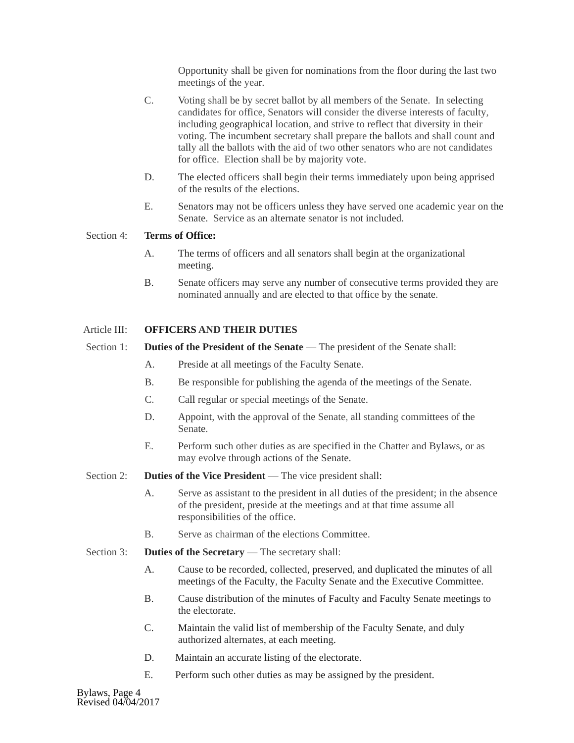Opportunity shall be given for nominations from the floor during the last two meetings of the year.

C. Voting shall be by secret ballot by all members of the Senate. In selecting candidates for office, Senators will consider the diverse interests of faculty, including geographical location, and strive to reflect that diversity in their voting. The incumbent secretary shall prepare the ballots and shall count and tally all the ballots with the aid of two other senators who are not candidates for office. Election shall be by majority vote.

D. The elected officers shall begin their terms immediately upon being apprised of the results of the elections.

E. Senators may not be officers unless they have served one academic year on the Senate. Service as an alternate senator is not included.

Section 4: **Terms of Office:**

A. The terms of officers and all senators shall begin at the organizational meeting.

B. Senate officers may serve any number of consecutive terms provided they are nominated annually and are elected to that office by the senate.

## Article III: OFFICERS AND THEIR DUTIES

Section 1: **Duties of the President of the Senate** — The president of the Senate shall:

A. Preside at all meetings of the Faculty Senate.

B. Be responsible for publishing the agenda of the meetings of the Senate.

C. Call regular or special meetings of the Senate.

D. Appoint, with the approval of the Senate, all standing committees of the Senate.

E. Perform such other duties as are specified in the Chatter and Bylaws, or as may evolve through actions of the Senate.

Section 2: **Duties of the Vice President** — The vice president shall:

A. Serve as assistant to the president in all duties of the president; in the absence of the president, preside at the meetings and at that time assume all responsibilities of the office.

B. Serve as chairman of the elections Committee.

Section 3: **Duties of the Secretary** — The secretary shall:

A. Cause to be recorded, collected, preserved, and duplicated the minutes of all meetings of the Faculty, the Faculty Senate and the Executive Committee.

B. Cause distribution of the minutes of Faculty and Faculty Senate meetings to the electorate.

C. Maintain the valid list of membership of the Faculty Senate, and duly authorized alternates, at each meeting.

D. Maintain an accurate listing of the electorate.

E. Perform such other duties as may be assigned by the president.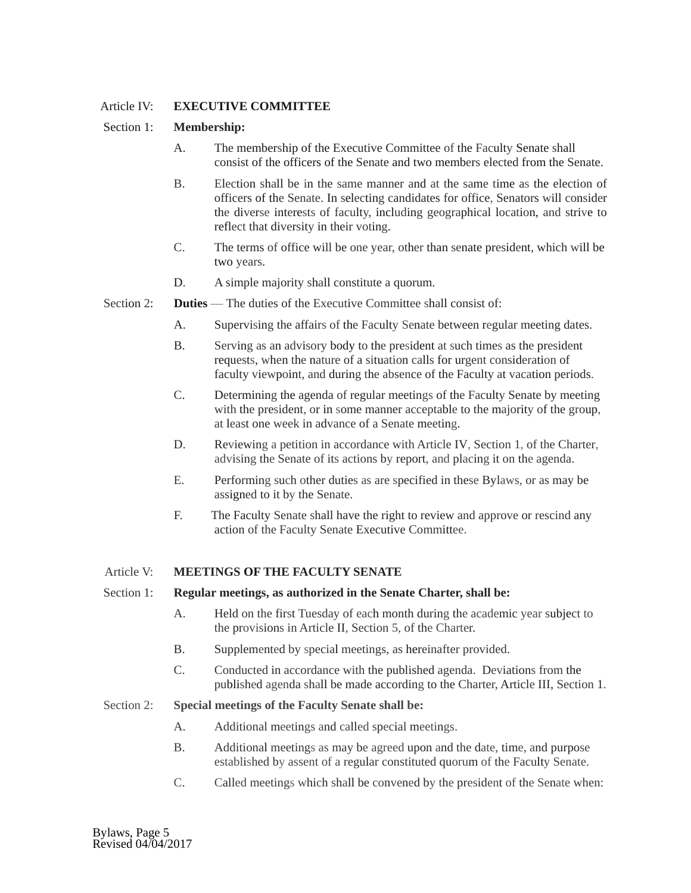## Article IV: EXECUTIVE COMMITTEE

**Section 1: Membership:**

A. The membership of the Executive Committee of the Faculty Senate shall consist of the officers of the Senate and two members elected from the Senate.

B. Election shall be in the same manner and at the same time as the election of officers of the Senate. In selecting candidates for office, Senators will consider the diverse interests of faculty, including geographical location, and strive to reflect that diversity in their voting.

C. The terms of office will be one year, other than senate president, which will be two years.

D. A simple majority shall constitute a quorum.

**Section 2: Duties** — The duties of the Executive Committee shall consist of:

A. Supervising the affairs of the Faculty Senate between regular meeting dates.

B. Serving as an advisory body to the president at such times as the president requests, when the nature of a situation calls for urgent consideration of faculty viewpoint, and during the absence of the Faculty at vacation periods.

C. Determining the agenda of regular meetings of the Faculty Senate by meeting with the president, or in some manner acceptable to the majority of the group, at least one week in advance of a Senate meeting.

D. Reviewing a petition in accordance with Article IV, Section 1, of the Charter, advising the Senate of its actions by report, and placing it on the agenda.

E. Performing such other duties as are specified in these Bylaws, or as may be assigned to it by the Senate.

F. The Faculty Senate shall have the right to review and approve or rescind any action of the Faculty Senate Executive Committee.

## Article V: MEETINGS OF THE FACULTY SENATE

**Section 1: Regular meetings, as authorized in the Senate Charter, shall be:**

A. Held on the first Tuesday of each month during the academic year subject to the provisions in Article II, Section 5, of the Charter.

B. Supplemented by special meetings, as hereinafter provided.

C. Conducted in accordance with the published agenda. Deviations from the published agenda shall be made according to the Charter, Article III, Section 1.

**Section 2: Special meetings of the Faculty Senate shall be:**

A. Additional meetings and called special meetings.

B. Additional meetings as may be agreed upon and the date, time, and purpose established by assent of a regular constituted quorum of the Faculty Senate.

C. Called meetings which shall be convened by the president of the Senate when: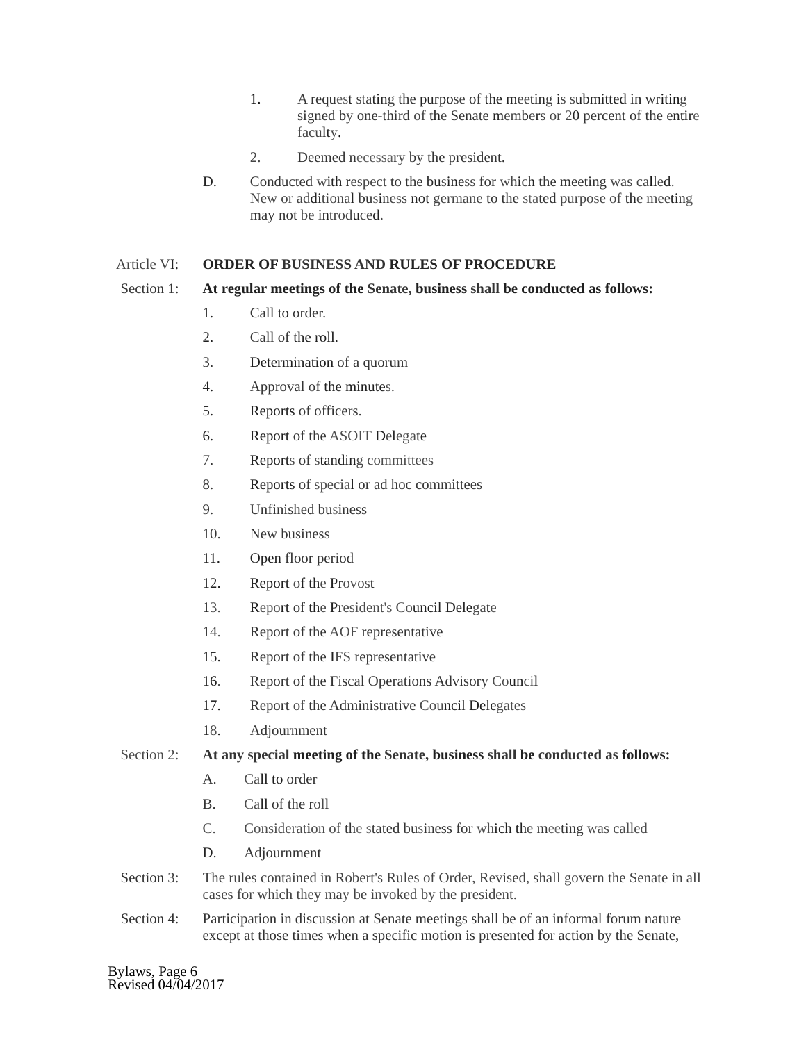1. A request stating the purpose of the meeting is submitted in writing signed by one-third of the Senate members or 20 percent of the entire faculty.
2. Deemed necessary by the president.

D. Conducted with respect to the business for which the meeting was called. New or additional business not germane to the stated purpose of the meeting may not be introduced.

## Article VI: ORDER OF BUSINESS AND RULES OF PROCEDURE

Section 1: **At regular meetings of the Senate, business shall be conducted as follows:**

1. Call to order.
2. Call of the roll.
3. Determination of a quorum
4. Approval of the minutes.
5. Reports of officers.
6. Report of the ASOIT Delegate
7. Reports of standing committees
8. Reports of special or ad hoc committees
9. Unfinished business
10. New business
11. Open floor period
12. Report of the Provost
13. Report of the President's Council Delegate
14. Report of the AOF representative
15. Report of the IFS representative
16. Report of the Fiscal Operations Advisory Council
17. Report of the Administrative Council Delegates
18. Adjournment

Section 2: **At any special meeting of the Senate, business shall be conducted as follows:**

A. Call to order

B. Call of the roll

C. Consideration of the stated business for which the meeting was called

D. Adjournment

Section 3: The rules contained in Robert's Rules of Order, Revised, shall govern the Senate in all cases for which they may be invoked by the president.

Section 4: Participation in discussion at Senate meetings shall be of an informal forum nature except at those times when a specific motion is presented for action by the Senate,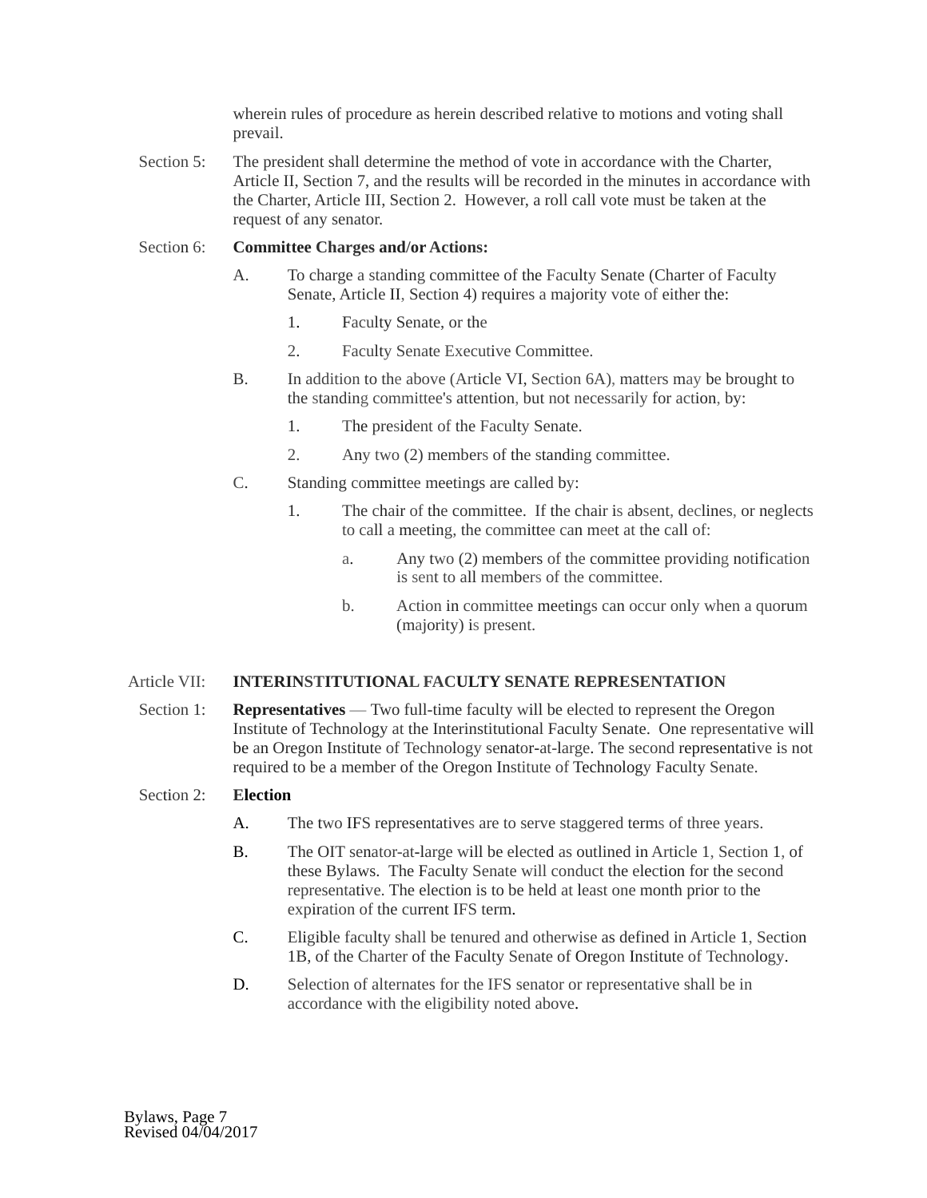wherein rules of procedure as herein described relative to motions and voting shall prevail.

Section 5: The president shall determine the method of vote in accordance with the Charter, Article II, Section 7, and the results will be recorded in the minutes in accordance with the Charter, Article III, Section 2. However, a roll call vote must be taken at the request of any senator.

Section 6: **Committee Charges and/or Actions:**

A. To charge a standing committee of the Faculty Senate (Charter of Faculty Senate, Article II, Section 4) requires a majority vote of either the:

1. Faculty Senate, or the
2. Faculty Senate Executive Committee.

B. In addition to the above (Article VI, Section 6A), matters may be brought to the standing committee's attention, but not necessarily for action, by:

1. The president of the Faculty Senate.
2. Any two (2) members of the standing committee.

C. Standing committee meetings are called by:

1. The chair of the committee. If the chair is absent, declines, or neglects to call a meeting, the committee can meet at the call of:

   a. Any two (2) members of the committee providing notification is sent to all members of the committee.

   b. Action in committee meetings can occur only when a quorum (majority) is present.

## Article VII: INTERINSTITUTIONAL FACULTY SENATE REPRESENTATION

Section 1: **Representatives** — Two full-time faculty will be elected to represent the Oregon Institute of Technology at the Interinstitutional Faculty Senate. One representative will be an Oregon Institute of Technology senator-at-large. The second representative is not required to be a member of the Oregon Institute of Technology Faculty Senate.

Section 2: **Election**

A. The two IFS representatives are to serve staggered terms of three years.

B. The OIT senator-at-large will be elected as outlined in Article 1, Section 1, of these Bylaws. The Faculty Senate will conduct the election for the second representative. The election is to be held at least one month prior to the expiration of the current IFS term.

C. Eligible faculty shall be tenured and otherwise as defined in Article 1, Section 1B, of the Charter of the Faculty Senate of Oregon Institute of Technology.

D. Selection of alternates for the IFS senator or representative shall be in accordance with the eligibility noted above.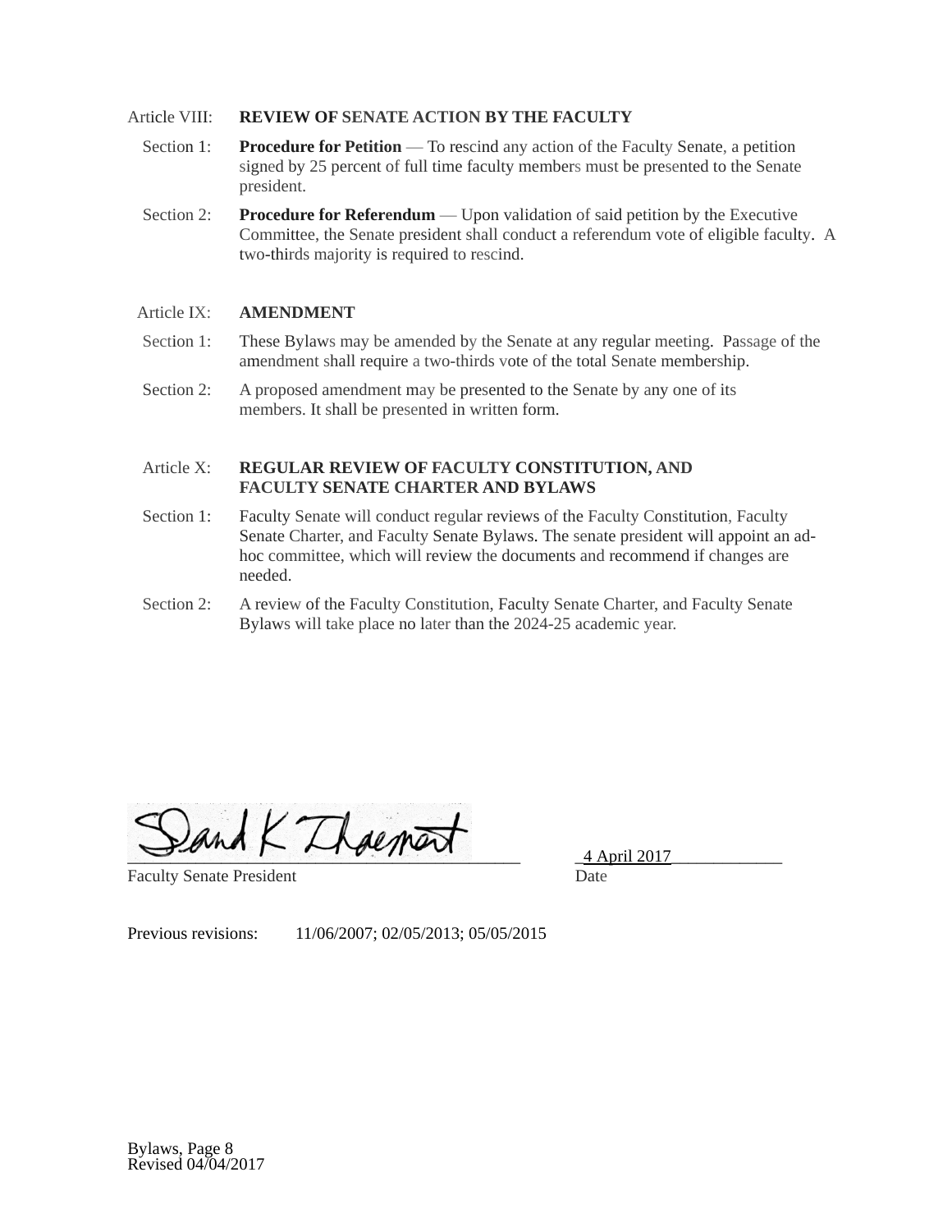Article VIII: **REVIEW OF SENATE ACTION BY THE FACULTY**

Section 1: **Procedure for Petition** — To rescind any action of the Faculty Senate, a petition signed by 25 percent of full time faculty members must be presented to the Senate president.

Section 2: **Procedure for Referendum** — Upon validation of said petition by the Executive Committee, the Senate president shall conduct a referendum vote of eligible faculty. A two-thirds majority is required to rescind.

Article IX: **AMENDMENT**

Section 1: These Bylaws may be amended by the Senate at any regular meeting. Passage of the amendment shall require a two-thirds vote of the total Senate membership.

Section 2: A proposed amendment may be presented to the Senate by any one of its members. It shall be presented in written form.

Article X: **REGULAR REVIEW OF FACULTY CONSTITUTION, AND FACULTY SENATE CHARTER AND BYLAWS**

Section 1: Faculty Senate will conduct regular reviews of the Faculty Constitution, Faculty Senate Charter, and Faculty Senate Bylaws. The senate president will appoint an ad-hoc committee, which will review the documents and recommend if changes are needed.

Section 2: A review of the Faculty Constitution, Faculty Senate Charter, and Faculty Senate Bylaws will take place no later than the 2024-25 academic year.

_______________________________________ _4 April 2017_____________

Faculty Senate President Date

Previous revisions: 11/06/2007; 02/05/2013; 05/05/2015

Revised 04/04/2017